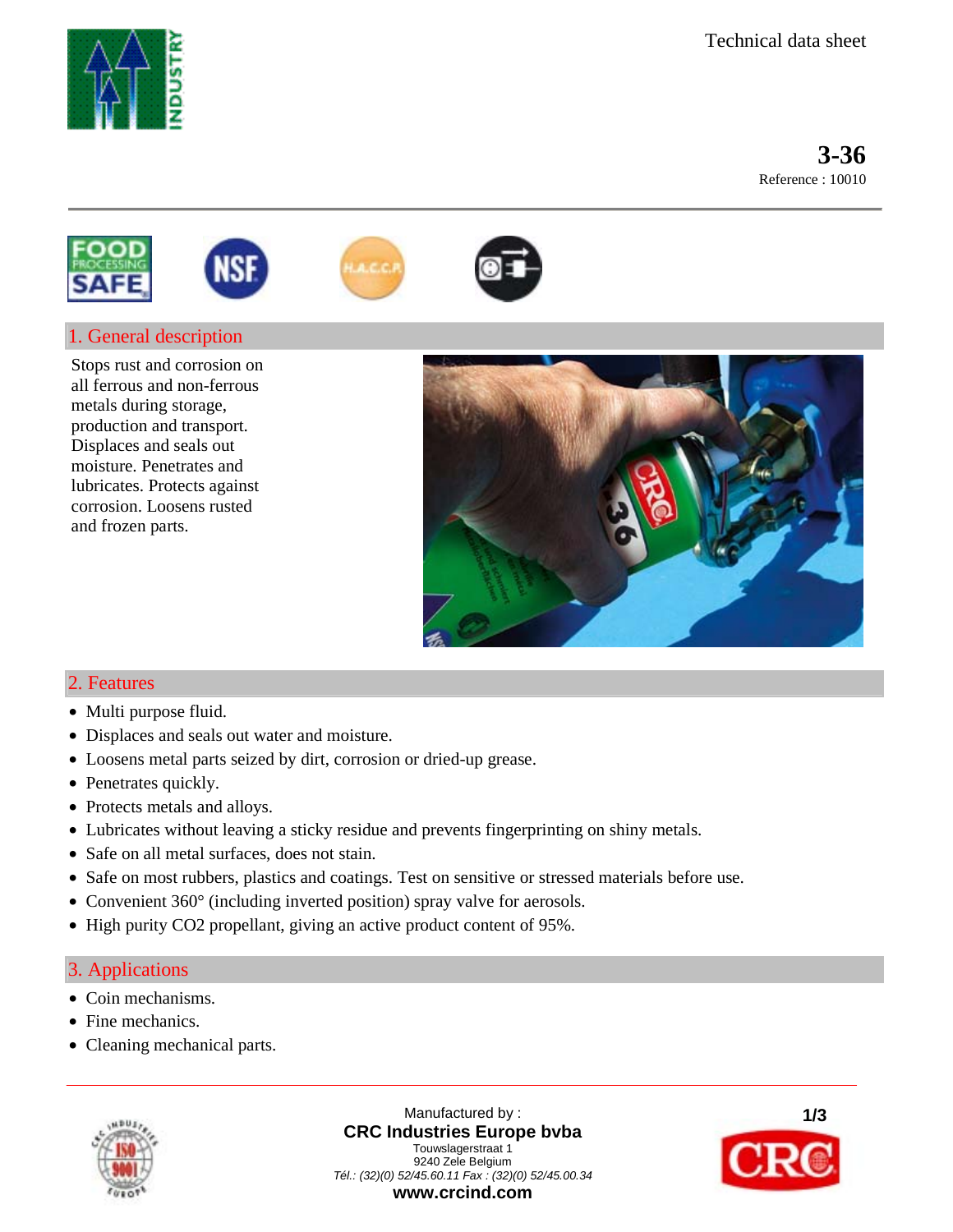Technical data sheet

# 3-36

Reference : 10010

## 1. General description

Stops rust and corrosion on all ferrous and non-ferrous metals during storage, production and transport. Displaces and seals out moisture. Penetrates and lubricates. Protects against corrosion. Loosens rusted and frozen parts.

## 2. Features

- Multi purpose fluid.
- Displaces and seals out water and moisture.
- Loosens metal parts seized by dirt, corrosion or dried-up grease.
- Penetrates quickly.
- Protects metals and alloys.
- Lubricates without leaving a sticky residue and prevents fingerprinting on shiny metals.
- Safe on all metal surfaces, does not stain.
- Safe on most rubbers, plastics and coatings. Test on sensitive or stressed materials before use.
- Convenient 360° (including inverted position) spray valve for aerosols.
- High purity $CO_2$ propellant, giving an active product content of 95%.

## 3. Applications

- Coin mechanisms.
- Fine mechanics.
- Cleaning mechanical parts.

Manufactured by :
**CRC Industries Europe bvba**
Touwslagerstraat 1
9240 Zele Belgium
*Tél.: (32)(0) 52/45.60.11 Fax : (32)(0) 52/45.00.34*
**www.crcind.com**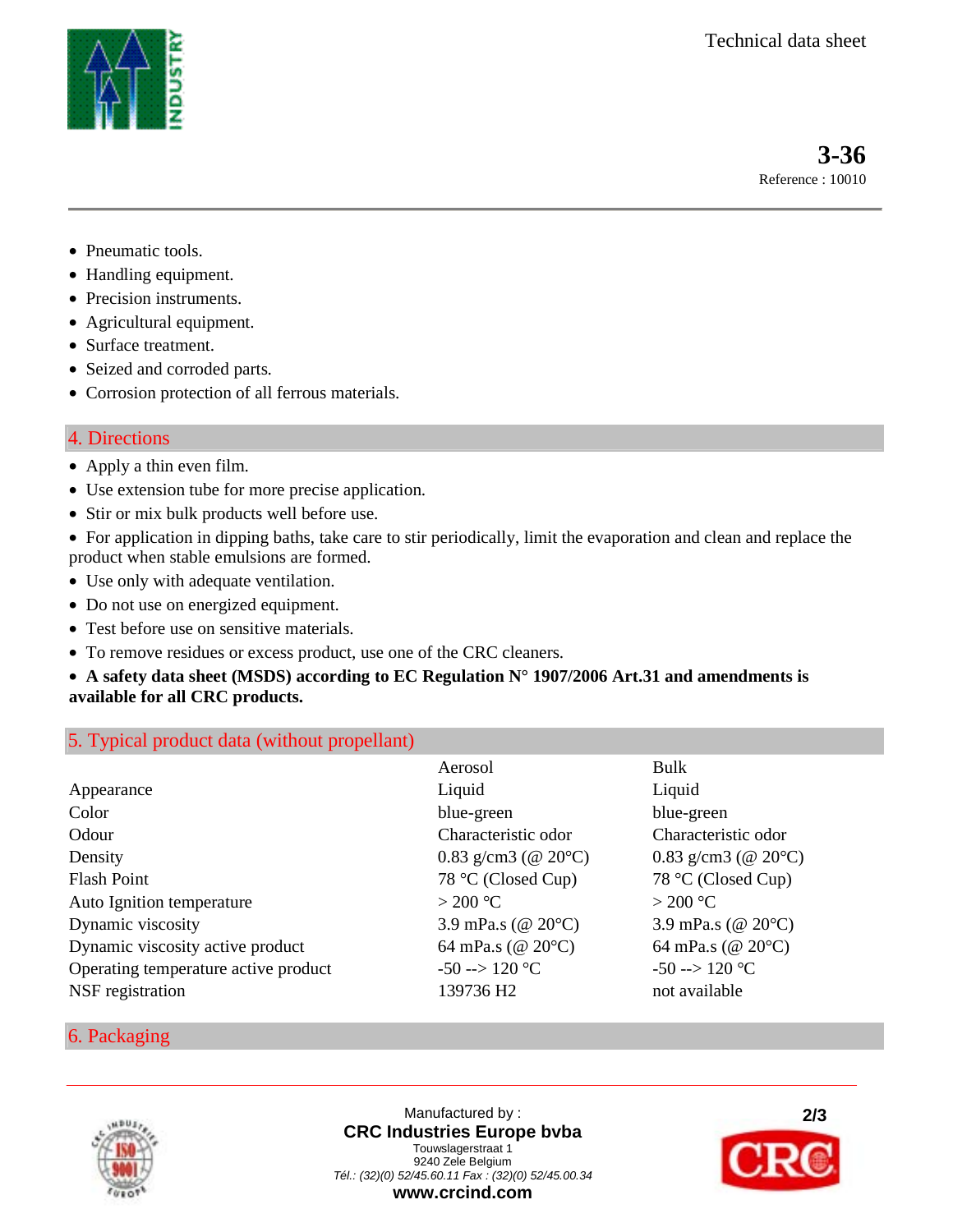- Pneumatic tools.
- Handling equipment.
- Precision instruments.
- Agricultural equipment.
- Surface treatment.
- Seized and corroded parts.
- Corrosion protection of all ferrous materials.

## 4. Directions

- Apply a thin even film.
- Use extension tube for more precise application.
- Stir or mix bulk products well before use.
- For application in dipping baths, take care to stir periodically, limit the evaporation and clean and replace the product when stable emulsions are formed.
- Use only with adequate ventilation.
- Do not use on energized equipment.
- Test before use on sensitive materials.
- To remove residues or excess product, use one of the CRC cleaners.
- **A safety data sheet (MSDS) according to EC Regulation N° 1907/2006 Art.31 and amendments is available for all CRC products.**

## 5. Typical product data (without propellant)

| | Aerosol | Bulk |
|---|---|---|
| Appearance | Liquid | Liquid |
| Color | blue-green | blue-green |
| Odour | Characteristic odor | Characteristic odor |
| Density | 0.83 g/cm3 (@ 20°C) | 0.83 g/cm3 (@ 20°C) |
| Flash Point | 78 °C (Closed Cup) | 78 °C (Closed Cup) |
| Auto Ignition temperature | > 200 °C | > 200 °C |
| Dynamic viscosity | 3.9 mPa.s (@ 20°C) | 3.9 mPa.s (@ 20°C) |
| Dynamic viscosity active product | 64 mPa.s (@ 20°C) | 64 mPa.s (@ 20°C) |
| Operating temperature active product | -50 --> 120 °C | -50 --> 120 °C |
| NSF registration | 139736 H2 | not available |

## 6. Packaging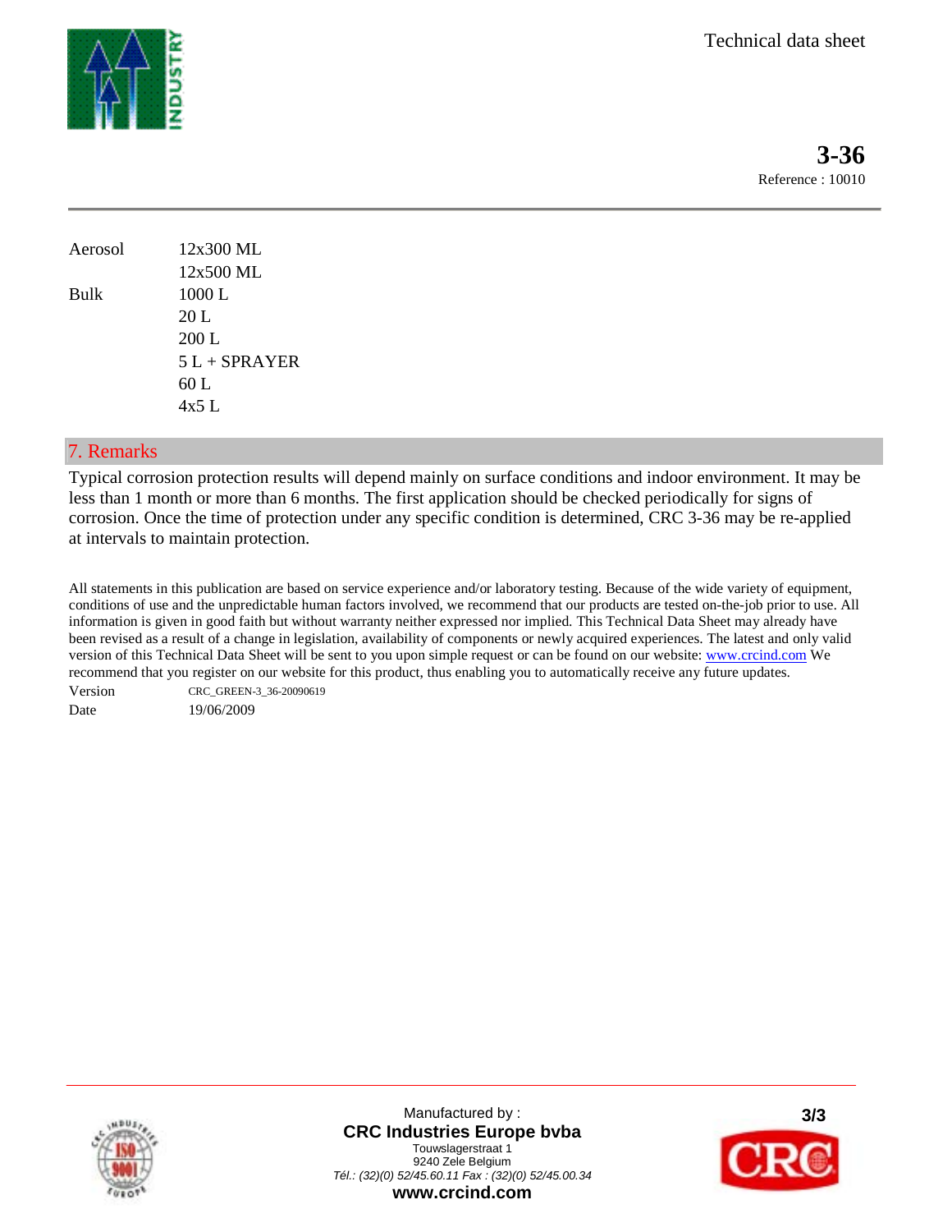Technical data sheet

**3-36**

Reference : 10010

| | |
|---|---|
| Aerosol | 12x300 ML |
| | 12x500 ML |
| Bulk | 1000 L |
| | 20 L |
| | 200 L |
| | 5 L + SPRAYER |
| | 60 L |
| | 4x5 L |

## 7. Remarks

Typical corrosion protection results will depend mainly on surface conditions and indoor environment. It may be less than 1 month or more than 6 months. The first application should be checked periodically for signs of corrosion. Once the time of protection under any specific condition is determined, CRC 3-36 may be re-applied at intervals to maintain protection.

All statements in this publication are based on service experience and/or laboratory testing. Because of the wide variety of equipment, conditions of use and the unpredictable human factors involved, we recommend that our products are tested on-the-job prior to use. All information is given in good faith but without warranty neither expressed nor implied. This Technical Data Sheet may already have been revised as a result of a change in legislation, availability of components or newly acquired experiences. The latest and only valid version of this Technical Data Sheet will be sent to you upon simple request or can be found on our website: www.crcind.com We recommend that you register on our website for this product, thus enabling you to automatically receive any future updates.

| | |
|---|---|
| Version | CRC_GREEN-3_36-20090619 |
| Date | 19/06/2009 |

Manufactured by :
**CRC Industries Europe bvba**
Touwslagerstraat 1
9240 Zele Belgium
*Tél.: (32)(0) 52/45.60.11 Fax : (32)(0) 52/45.00.34*
**www.crcind.com**